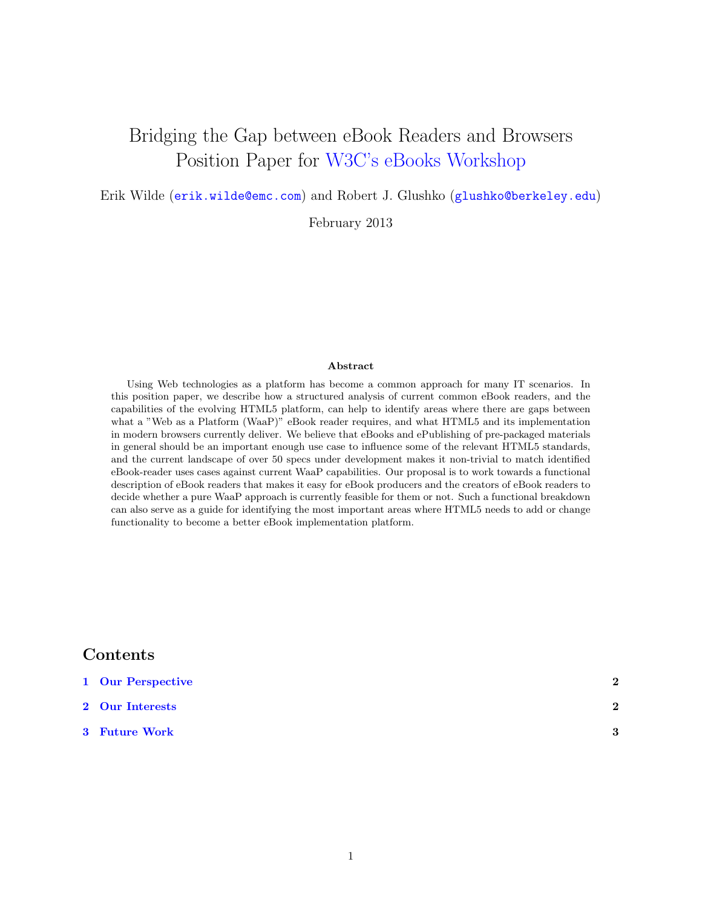# Bridging the Gap between eBook Readers and Browsers
# Position Paper for W3C's eBooks Workshop

Erik Wilde (erik.wilde@emc.com) and Robert J. Glushko (glushko@berkeley.edu)

February 2013

**Abstract**

Using Web technologies as a platform has become a common approach for many IT scenarios. In this position paper, we describe how a structured analysis of current common eBook readers, and the capabilities of the evolving HTML5 platform, can help to identify areas where there are gaps between what a "Web as a Platform (WaaP)" eBook reader requires, and what HTML5 and its implementation in modern browsers currently deliver. We believe that eBooks and ePublishing of pre-packaged materials in general should be an important enough use case to influence some of the relevant HTML5 standards, and the current landscape of over 50 specs under development makes it non-trivial to match identified eBook-reader uses cases against current WaaP capabilities. Our proposal is to work towards a functional description of eBook readers that makes it easy for eBook producers and the creators of eBook readers to decide whether a pure WaaP approach is currently feasible for them or not. Such a functional breakdown can also serve as a guide for identifying the most important areas where HTML5 needs to add or change functionality to become a better eBook implementation platform.

## Contents

1 Our Perspective — 2

2 Our Interests — 2

3 Future Work — 3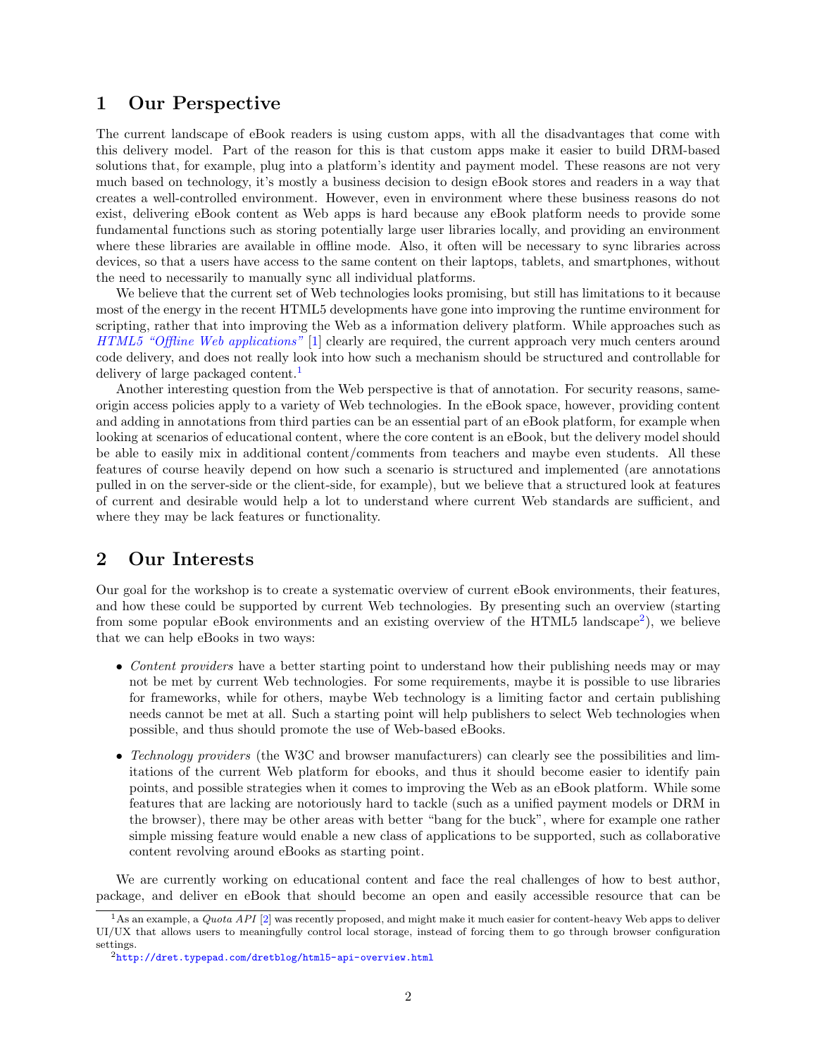## 1 Our Perspective

The current landscape of eBook readers is using custom apps, with all the disadvantages that come with this delivery model. Part of the reason for this is that custom apps make it easier to build DRM-based solutions that, for example, plug into a platform's identity and payment model. These reasons are not very much based on technology, it's mostly a business decision to design eBook stores and readers in a way that creates a well-controlled environment. However, even in environment where these business reasons do not exist, delivering eBook content as Web apps is hard because any eBook platform needs to provide some fundamental functions such as storing potentially large user libraries locally, and providing an environment where these libraries are available in offline mode. Also, it often will be necessary to sync libraries across devices, so that a users have access to the same content on their laptops, tablets, and smartphones, without the need to necessarily to manually sync all individual platforms.

We believe that the current set of Web technologies looks promising, but still has limitations to it because most of the energy in the recent HTML5 developments have gone into improving the runtime environment for scripting, rather that into improving the Web as a information delivery platform. While approaches such as *HTML5 "Offline Web applications"* [1] clearly are required, the current approach very much centers around code delivery, and does not really look into how such a mechanism should be structured and controllable for delivery of large packaged content.[1]

Another interesting question from the Web perspective is that of annotation. For security reasons, same-origin access policies apply to a variety of Web technologies. In the eBook space, however, providing content and adding in annotations from third parties can be an essential part of an eBook platform, for example when looking at scenarios of educational content, where the core content is an eBook, but the delivery model should be able to easily mix in additional content/comments from teachers and maybe even students. All these features of course heavily depend on how such a scenario is structured and implemented (are annotations pulled in on the server-side or the client-side, for example), but we believe that a structured look at features of current and desirable would help a lot to understand where current Web standards are sufficient, and where they may be lack features or functionality.

## 2 Our Interests

Our goal for the workshop is to create a systematic overview of current eBook environments, their features, and how these could be supported by current Web technologies. By presenting such an overview (starting from some popular eBook environments and an existing overview of the HTML5 landscape[2]), we believe that we can help eBooks in two ways:

- *Content providers* have a better starting point to understand how their publishing needs may or may not be met by current Web technologies. For some requirements, maybe it is possible to use libraries for frameworks, while for others, maybe Web technology is a limiting factor and certain publishing needs cannot be met at all. Such a starting point will help publishers to select Web technologies when possible, and thus should promote the use of Web-based eBooks.
- *Technology providers* (the W3C and browser manufacturers) can clearly see the possibilities and limitations of the current Web platform for ebooks, and thus it should become easier to identify pain points, and possible strategies when it comes to improving the Web as an eBook platform. While some features that are lacking are notoriously hard to tackle (such as a unified payment models or DRM in the browser), there may be other areas with better "bang for the buck", where for example one rather simple missing feature would enable a new class of applications to be supported, such as collaborative content revolving around eBooks as starting point.

We are currently working on educational content and face the real challenges of how to best author, package, and deliver en eBook that should become an open and easily accessible resource that can be

---

[1] As an example, a *Quota API* [2] was recently proposed, and might make it much easier for content-heavy Web apps to deliver UI/UX that allows users to meaningfully control local storage, instead of forcing them to go through browser configuration settings.

[2] http://dret.typepad.com/dretblog/html5-api-overview.html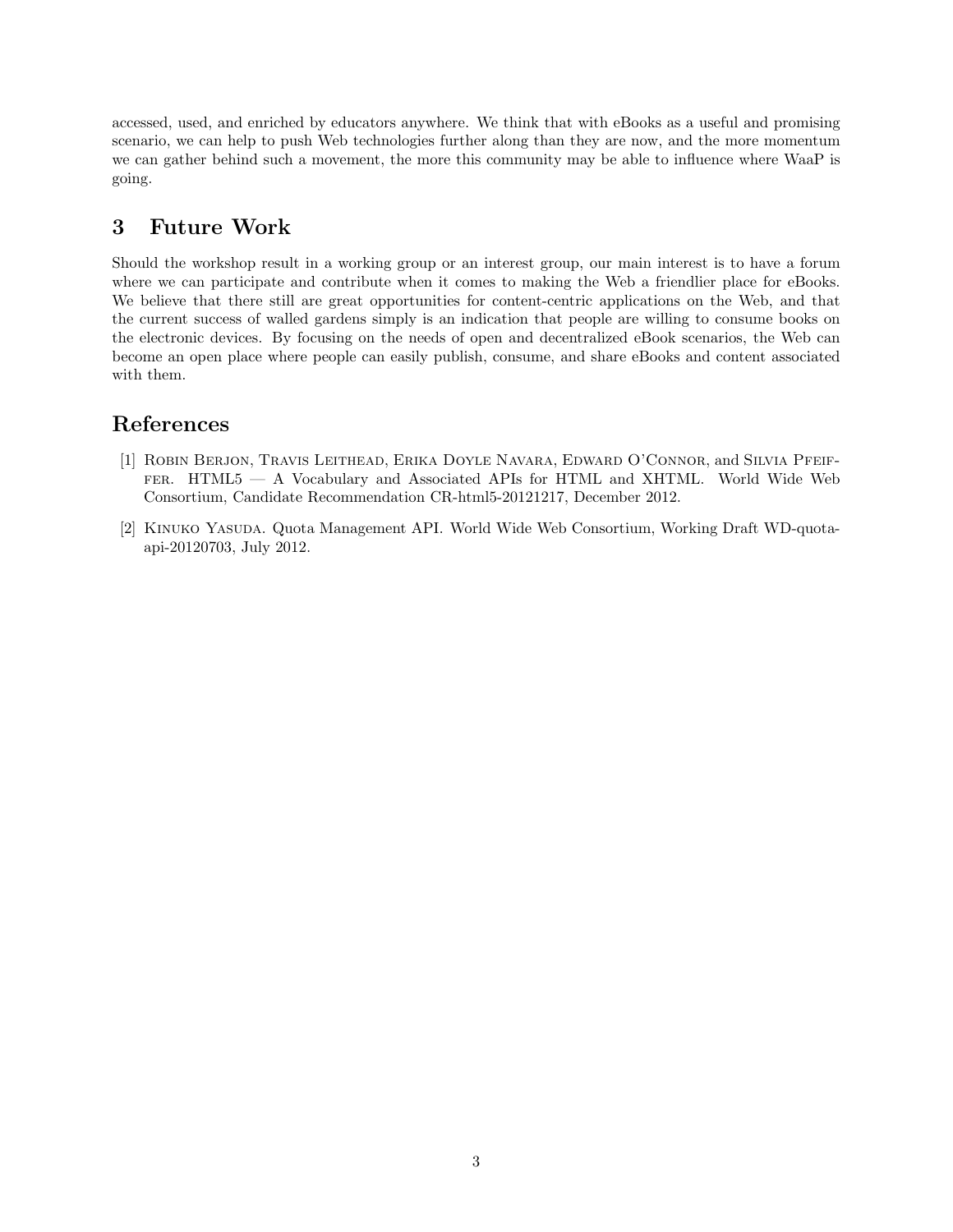accessed, used, and enriched by educators anywhere. We think that with eBooks as a useful and promising scenario, we can help to push Web technologies further along than they are now, and the more momentum we can gather behind such a movement, the more this community may be able to influence where WaaP is going.

## 3 Future Work

Should the workshop result in a working group or an interest group, our main interest is to have a forum where we can participate and contribute when it comes to making the Web a friendlier place for eBooks. We believe that there still are great opportunities for content-centric applications on the Web, and that the current success of walled gardens simply is an indication that people are willing to consume books on the electronic devices. By focusing on the needs of open and decentralized eBook scenarios, the Web can become an open place where people can easily publish, consume, and share eBooks and content associated with them.

## References

[1] Robin Berjon, Travis Leithead, Erika Doyle Navara, Edward O'Connor, and Silvia Pfeiffer. HTML5 — A Vocabulary and Associated APIs for HTML and XHTML. World Wide Web Consortium, Candidate Recommendation CR-html5-20121217, December 2012.

[2] Kinuko Yasuda. Quota Management API. World Wide Web Consortium, Working Draft WD-quota-api-20120703, July 2012.